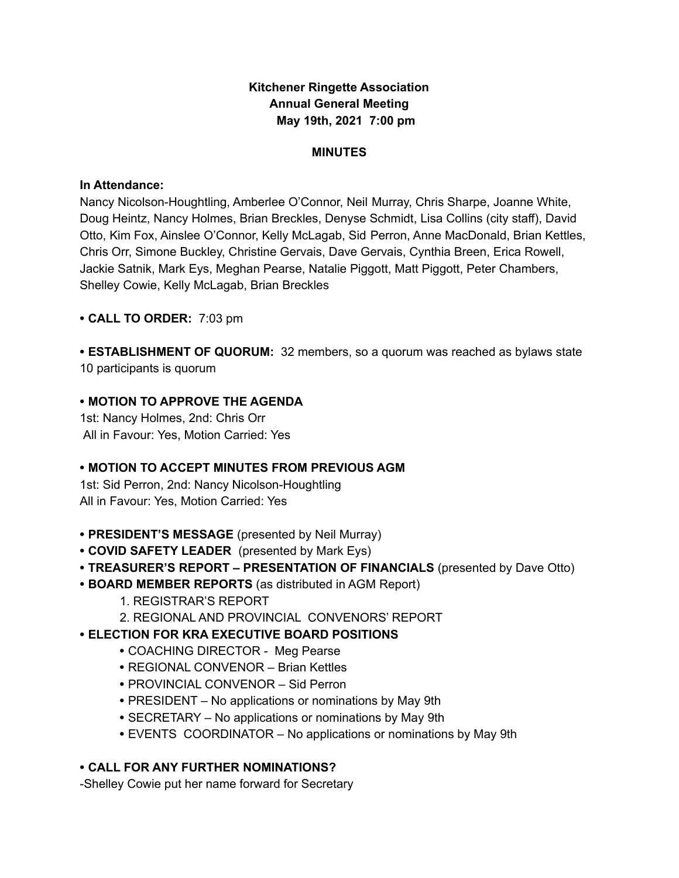**Kitchener Ringette Association**
**Annual General Meeting**
**May 19th, 2021 7:00 pm**

**MINUTES**

**In Attendance:**
Nancy Nicolson-Houghtling, Amberlee O'Connor, Neil Murray, Chris Sharpe, Joanne White, Doug Heintz, Nancy Holmes, Brian Breckles, Denyse Schmidt, Lisa Collins (city staff), David Otto, Kim Fox, Ainslee O'Connor, Kelly McLagab, Sid Perron, Anne MacDonald, Brian Kettles, Chris Orr, Simone Buckley, Christine Gervais, Dave Gervais, Cynthia Breen, Erica Rowell, Jackie Satnik, Mark Eys, Meghan Pearse, Natalie Piggott, Matt Piggott, Peter Chambers, Shelley Cowie, Kelly McLagab, Brian Breckles

- **CALL TO ORDER:** 7:03 pm

- **ESTABLISHMENT OF QUORUM:** 32 members, so a quorum was reached as bylaws state 10 participants is quorum

- **MOTION TO APPROVE THE AGENDA**
1st: Nancy Holmes, 2nd: Chris Orr
All in Favour: Yes, Motion Carried: Yes

- **MOTION TO ACCEPT MINUTES FROM PREVIOUS AGM**
1st: Sid Perron, 2nd: Nancy Nicolson-Houghtling
All in Favour: Yes, Motion Carried: Yes

- **PRESIDENT'S MESSAGE** (presented by Neil Murray)
- **COVID SAFETY LEADER** (presented by Mark Eys)
- **TREASURER'S REPORT – PRESENTATION OF FINANCIALS** (presented by Dave Otto)
- **BOARD MEMBER REPORTS** (as distributed in AGM Report)
  1. REGISTRAR'S REPORT
  2. REGIONAL AND PROVINCIAL CONVENORS' REPORT
- **ELECTION FOR KRA EXECUTIVE BOARD POSITIONS**
  - COACHING DIRECTOR - Meg Pearse
  - REGIONAL CONVENOR – Brian Kettles
  - PROVINCIAL CONVENOR – Sid Perron
  - PRESIDENT – No applications or nominations by May 9th
  - SECRETARY – No applications or nominations by May 9th
  - EVENTS COORDINATOR – No applications or nominations by May 9th

- **CALL FOR ANY FURTHER NOMINATIONS?**

-Shelley Cowie put her name forward for Secretary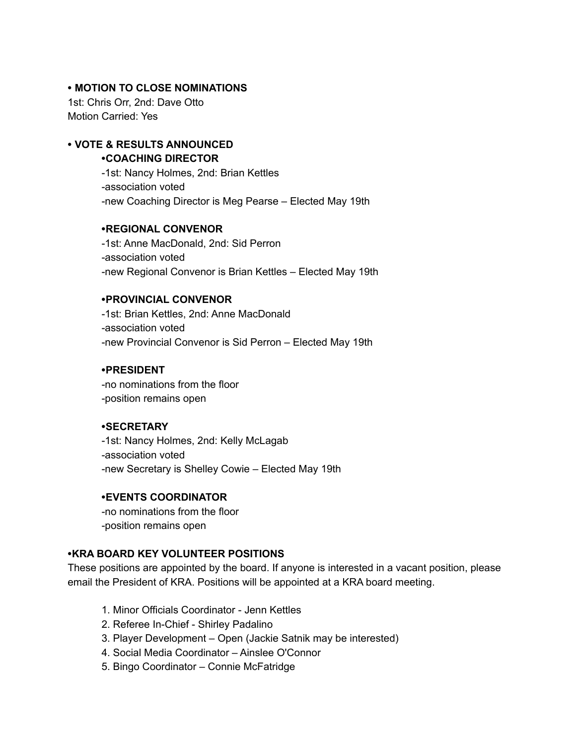**• MOTION TO CLOSE NOMINATIONS**
1st: Chris Orr, 2nd: Dave Otto
Motion Carried: Yes

**• VOTE & RESULTS ANNOUNCED**

**•COACHING DIRECTOR**
-1st: Nancy Holmes, 2nd: Brian Kettles
-association voted
-new Coaching Director is Meg Pearse – Elected May 19th

**•REGIONAL CONVENOR**
-1st: Anne MacDonald, 2nd: Sid Perron
-association voted
-new Regional Convenor is Brian Kettles – Elected May 19th

**•PROVINCIAL CONVENOR**
-1st: Brian Kettles, 2nd: Anne MacDonald
-association voted
-new Provincial Convenor is Sid Perron – Elected May 19th

**•PRESIDENT**
-no nominations from the floor
-position remains open

**•SECRETARY**
-1st: Nancy Holmes, 2nd: Kelly McLagab
-association voted
-new Secretary is Shelley Cowie – Elected May 19th

**•EVENTS COORDINATOR**
-no nominations from the floor
-position remains open

**•KRA BOARD KEY VOLUNTEER POSITIONS**
These positions are appointed by the board. If anyone is interested in a vacant position, please email the President of KRA. Positions will be appointed at a KRA board meeting.

1. Minor Officials Coordinator - Jenn Kettles
2. Referee In-Chief - Shirley Padalino
3. Player Development – Open (Jackie Satnik may be interested)
4. Social Media Coordinator – Ainslee O'Connor
5. Bingo Coordinator – Connie McFatridge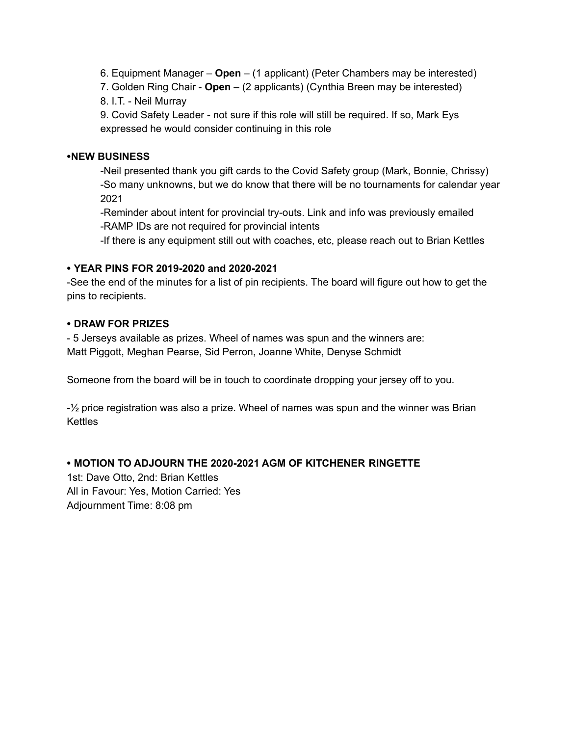6. Equipment Manager – **Open** – (1 applicant) (Peter Chambers may be interested)
7. Golden Ring Chair - **Open** – (2 applicants) (Cynthia Breen may be interested)
8. I.T. - Neil Murray
9. Covid Safety Leader - not sure if this role will still be required. If so, Mark Eys expressed he would consider continuing in this role

**•NEW BUSINESS**

-Neil presented thank you gift cards to the Covid Safety group (Mark, Bonnie, Chrissy)
-So many unknowns, but we do know that there will be no tournaments for calendar year 2021
-Reminder about intent for provincial try-outs. Link and info was previously emailed
-RAMP IDs are not required for provincial intents
-If there is any equipment still out with coaches, etc, please reach out to Brian Kettles

**• YEAR PINS FOR 2019-2020 and 2020-2021**

-See the end of the minutes for a list of pin recipients. The board will figure out how to get the pins to recipients.

**• DRAW FOR PRIZES**

- 5 Jerseys available as prizes. Wheel of names was spun and the winners are:
Matt Piggott, Meghan Pearse, Sid Perron, Joanne White, Denyse Schmidt

Someone from the board will be in touch to coordinate dropping your jersey off to you.

-½ price registration was also a prize. Wheel of names was spun and the winner was Brian Kettles

**• MOTION TO ADJOURN THE 2020-2021 AGM OF KITCHENER RINGETTE**

1st: Dave Otto, 2nd: Brian Kettles
All in Favour: Yes, Motion Carried: Yes
Adjournment Time: 8:08 pm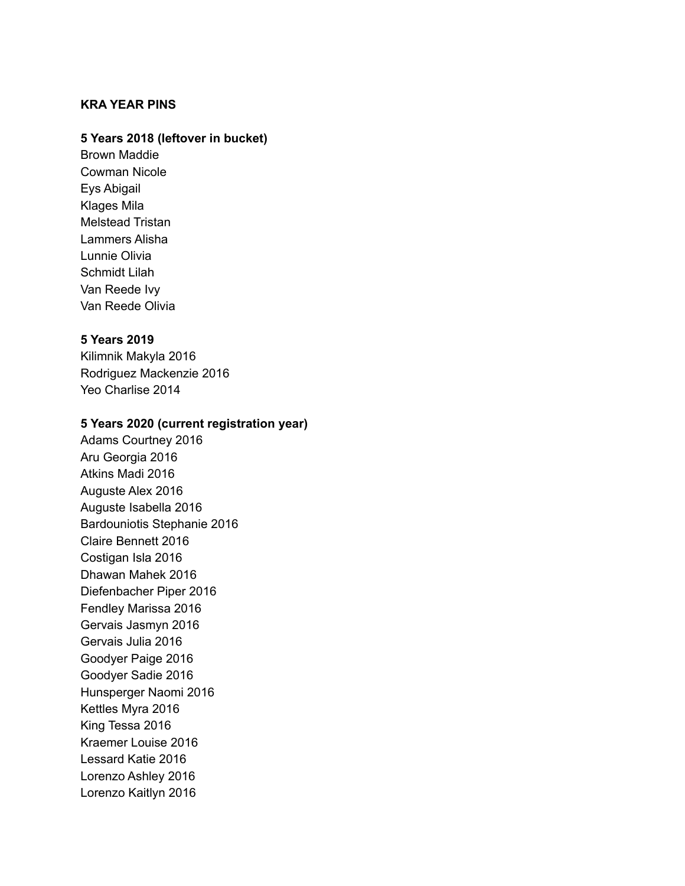**KRA YEAR PINS**

**5 Years 2018 (leftover in bucket)**

Brown Maddie
Cowman Nicole
Eys Abigail
Klages Mila
Melstead Tristan
Lammers Alisha
Lunnie Olivia
Schmidt Lilah
Van Reede Ivy
Van Reede Olivia

**5 Years 2019**

Kilimnik Makyla 2016
Rodriguez Mackenzie 2016
Yeo Charlise 2014

**5 Years 2020 (current registration year)**

Adams Courtney 2016
Aru Georgia 2016
Atkins Madi 2016
Auguste Alex 2016
Auguste Isabella 2016
Bardouniotis Stephanie 2016
Claire Bennett 2016
Costigan Isla 2016
Dhawan Mahek 2016
Diefenbacher Piper 2016
Fendley Marissa 2016
Gervais Jasmyn 2016
Gervais Julia 2016
Goodyer Paige 2016
Goodyer Sadie 2016
Hunsperger Naomi 2016
Kettles Myra 2016
King Tessa 2016
Kraemer Louise 2016
Lessard Katie 2016
Lorenzo Ashley 2016
Lorenzo Kaitlyn 2016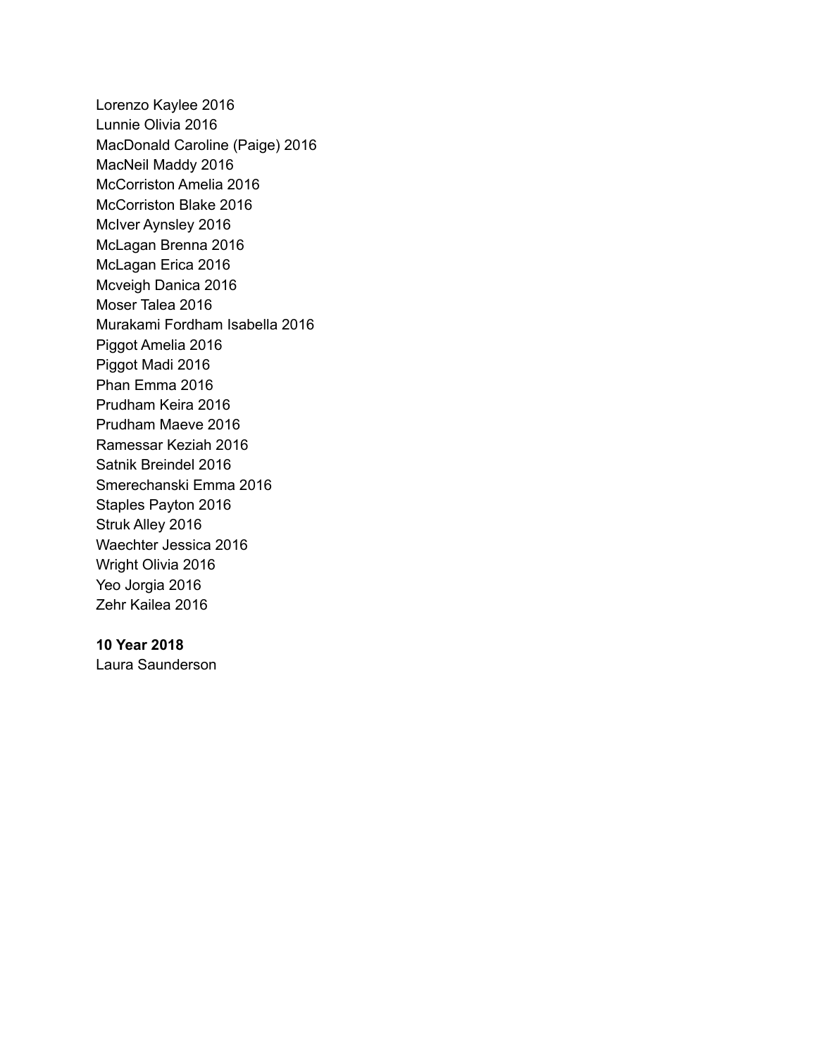Lorenzo Kaylee 2016
Lunnie Olivia 2016
MacDonald Caroline (Paige) 2016
MacNeil Maddy 2016
McCorriston Amelia 2016
McCorriston Blake 2016
McIver Aynsley 2016
McLagan Brenna 2016
McLagan Erica 2016
Mcveigh Danica 2016
Moser Talea 2016
Murakami Fordham Isabella 2016
Piggot Amelia 2016
Piggot Madi 2016
Phan Emma 2016
Prudham Keira 2016
Prudham Maeve 2016
Ramessar Keziah 2016
Satnik Breindel 2016
Smerechanski Emma 2016
Staples Payton 2016
Struk Alley 2016
Waechter Jessica 2016
Wright Olivia 2016
Yeo Jorgia 2016
Zehr Kailea 2016

**10 Year 2018**
Laura Saunderson